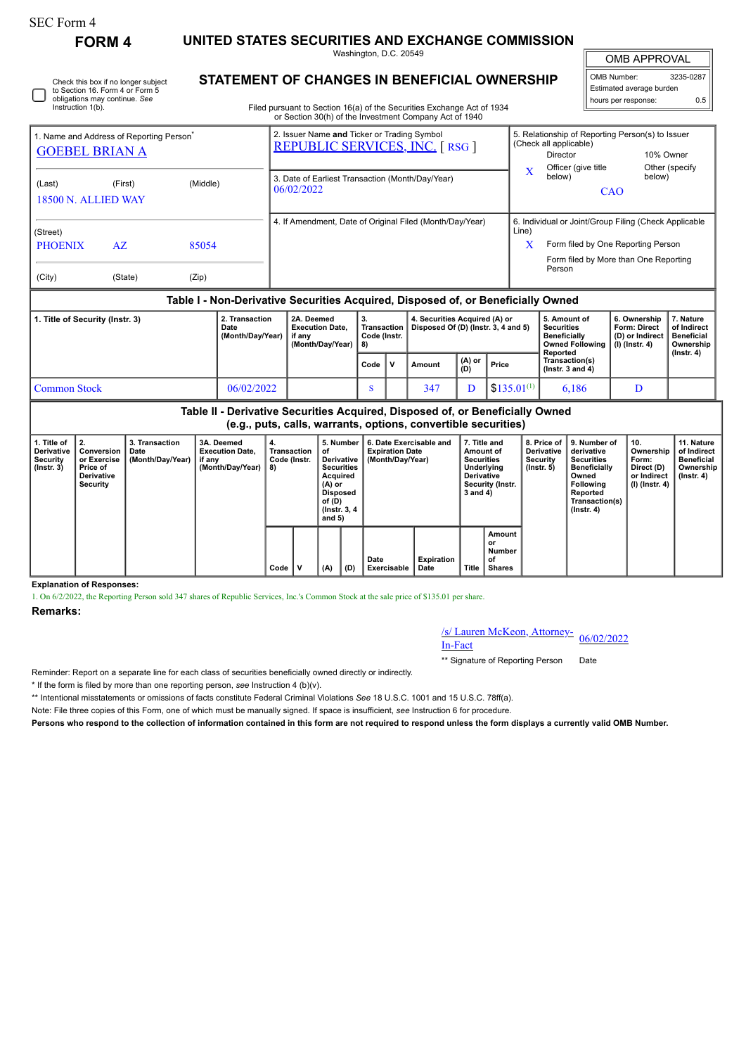SEC Form 4

# FORM 4

## UNITED STATES SECURITIES AND EXCHANGE COMMISSION

Washington, D.C. 20549

## STATEMENT OF CHANGES IN BENEFICIAL OWNERSHIP

Filed pursuant to Section 16(a) of the Securities Exchange Act of 1934 or Section 30(h) of the Investment Company Act of 1940

☐ Check this box if no longer subject to Section 16. Form 4 or Form 5 obligations may continue. *See* Instruction 1(b).

| OMB APPROVAL | |
|---|---|
| OMB Number: | 3235-0287 |
| Estimated average burden | |
| hours per response: | 0.5 |

1. Name and Address of Reporting Person*
GOEBEL BRIAN A

(Last) (First) (Middle)
18500 N. ALLIED WAY

(Street)
PHOENIX AZ 85054

(City) (State) (Zip)

2. Issuer Name **and** Ticker or Trading Symbol
REPUBLIC SERVICES, INC. [ RSG ]

3. Date of Earliest Transaction (Month/Day/Year)
06/02/2022

4. If Amendment, Date of Original Filed (Month/Day/Year)

5. Relationship of Reporting Person(s) to Issuer (Check all applicable)
Director
10% Owner
X Officer (give title below)
Other (specify below)
CAO

6. Individual or Joint/Group Filing (Check Applicable Line)
X Form filed by One Reporting Person
Form filed by More than One Reporting Person

### Table I - Non-Derivative Securities Acquired, Disposed of, or Beneficially Owned

| 1. Title of Security (Instr. 3) | 2. Transaction Date (Month/Day/Year) | 2A. Deemed Execution Date, if any (Month/Day/Year) | 3. Transaction Code (Instr. 8) | | 4. Securities Acquired (A) or Disposed Of (D) (Instr. 3, 4 and 5) | | | 5. Amount of Securities Beneficially Owned Following Reported Transaction(s) (Instr. 3 and 4) | 6. Ownership Form: Direct (D) or Indirect (I) (Instr. 4) | 7. Nature of Indirect Beneficial Ownership (Instr. 4) |
|---|---|---|---|---|---|---|---|---|---|---|
| | | | Code | V | Amount | (A) or (D) | Price | | | |
| Common Stock | 06/02/2022 | | S | | 347 | D | $135.01[(1)] | 6,186 | D | |

### Table II - Derivative Securities Acquired, Disposed of, or Beneficially Owned (e.g., puts, calls, warrants, options, convertible securities)

| 1. Title of Derivative Security (Instr. 3) | 2. Conversion or Exercise Price of Derivative Security | 3. Transaction Date (Month/Day/Year) | 3A. Deemed Execution Date, if any (Month/Day/Year) | 4. Transaction Code (Instr. 8) | | 5. Number of Derivative Securities Acquired (A) or Disposed of (D) (Instr. 3, 4 and 5) | | 6. Date Exercisable and Expiration Date (Month/Day/Year) | | 7. Title and Amount of Securities Underlying Derivative Security (Instr. 3 and 4) | | 8. Price of Derivative Security (Instr. 5) | 9. Number of derivative Securities Beneficially Owned Following Reported Transaction(s) (Instr. 4) | 10. Ownership Form: Direct (D) or Indirect (I) (Instr. 4) | 11. Nature of Indirect Beneficial Ownership (Instr. 4) |
|---|---|---|---|---|---|---|---|---|---|---|---|---|---|---|---|
| | | | | Code | V | (A) | (D) | Date Exercisable | Expiration Date | Title | Amount or Number of Shares | | | | |

**Explanation of Responses:**

1. On 6/2/2022, the Reporting Person sold 347 shares of Republic Services, Inc.'s Common Stock at the sale price of $135.01 per share.

**Remarks:**

/s/ Lauren McKeon, Attorney-In-Fact 06/02/2022

** Signature of Reporting Person Date

Reminder: Report on a separate line for each class of securities beneficially owned directly or indirectly.

* If the form is filed by more than one reporting person, *see* Instruction 4 (b)(v).

** Intentional misstatements or omissions of facts constitute Federal Criminal Violations *See* 18 U.S.C. 1001 and 15 U.S.C. 78ff(a).

Note: File three copies of this Form, one of which must be manually signed. If space is insufficient, *see* Instruction 6 for procedure.

**Persons who respond to the collection of information contained in this form are not required to respond unless the form displays a currently valid OMB Number.**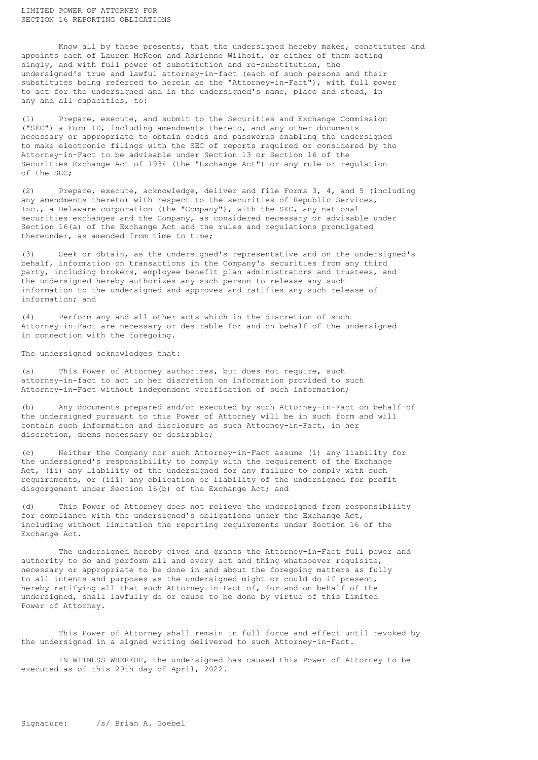# LIMITED POWER OF ATTORNEY FOR SECTION 16 REPORTING OBLIGATIONS

Know all by these presents, that the undersigned hereby makes, constitutes and appoints each of Lauren McKeon and Adrienne Wilhoit, or either of them acting singly, and with full power of substitution and re-substitution, the undersigned's true and lawful attorney-in-fact (each of such persons and their substitutes being referred to herein as the "Attorney-in-Fact"), with full power to act for the undersigned and in the undersigned's name, place and stead, in any and all capacities, to:

(1) Prepare, execute, and submit to the Securities and Exchange Commission ("SEC") a Form ID, including amendments thereto, and any other documents necessary or appropriate to obtain codes and passwords enabling the undersigned to make electronic filings with the SEC of reports required or considered by the Attorney-in-Fact to be advisable under Section 13 or Section 16 of the Securities Exchange Act of 1934 (the "Exchange Act") or any rule or regulation of the SEC;

(2) Prepare, execute, acknowledge, deliver and file Forms 3, 4, and 5 (including any amendments thereto) with respect to the securities of Republic Services, Inc., a Delaware corporation (the "Company"), with the SEC, any national securities exchanges and the Company, as considered necessary or advisable under Section 16(a) of the Exchange Act and the rules and regulations promulgated thereunder, as amended from time to time;

(3) Seek or obtain, as the undersigned's representative and on the undersigned's behalf, information on transactions in the Company's securities from any third party, including brokers, employee benefit plan administrators and trustees, and the undersigned hereby authorizes any such person to release any such information to the undersigned and approves and ratifies any such release of information; and

(4) Perform any and all other acts which in the discretion of such Attorney-in-Fact are necessary or desirable for and on behalf of the undersigned in connection with the foregoing.

The undersigned acknowledges that:

(a) This Power of Attorney authorizes, but does not require, such attorney-in-fact to act in her discretion on information provided to such Attorney-in-Fact without independent verification of such information;

(b) Any documents prepared and/or executed by such Attorney-in-Fact on behalf of the undersigned pursuant to this Power of Attorney will be in such form and will contain such information and disclosure as such Attorney-in-Fact, in her discretion, deems necessary or desirable;

(c) Neither the Company nor such Attorney-in-Fact assume (i) any liability for the undersigned's responsibility to comply with the requirement of the Exchange Act, (ii) any liability of the undersigned for any failure to comply with such requirements, or (iii) any obligation or liability of the undersigned for profit disgorgement under Section 16(b) of the Exchange Act; and

(d) This Power of Attorney does not relieve the undersigned from responsibility for compliance with the undersigned's obligations under the Exchange Act, including without limitation the reporting requirements under Section 16 of the Exchange Act.

The undersigned hereby gives and grants the Attorney-in-Fact full power and authority to do and perform all and every act and thing whatsoever requisite, necessary or appropriate to be done in and about the foregoing matters as fully to all intents and purposes as the undersigned might or could do if present, hereby ratifying all that such Attorney-in-Fact of, for and on behalf of the undersigned, shall lawfully do or cause to be done by virtue of this Limited Power of Attorney.

This Power of Attorney shall remain in full force and effect until revoked by the undersigned in a signed writing delivered to such Attorney-in-Fact.

IN WITNESS WHEREOF, the undersigned has caused this Power of Attorney to be executed as of this 29th day of April, 2022.

Signature: /s/ Brian A. Goebel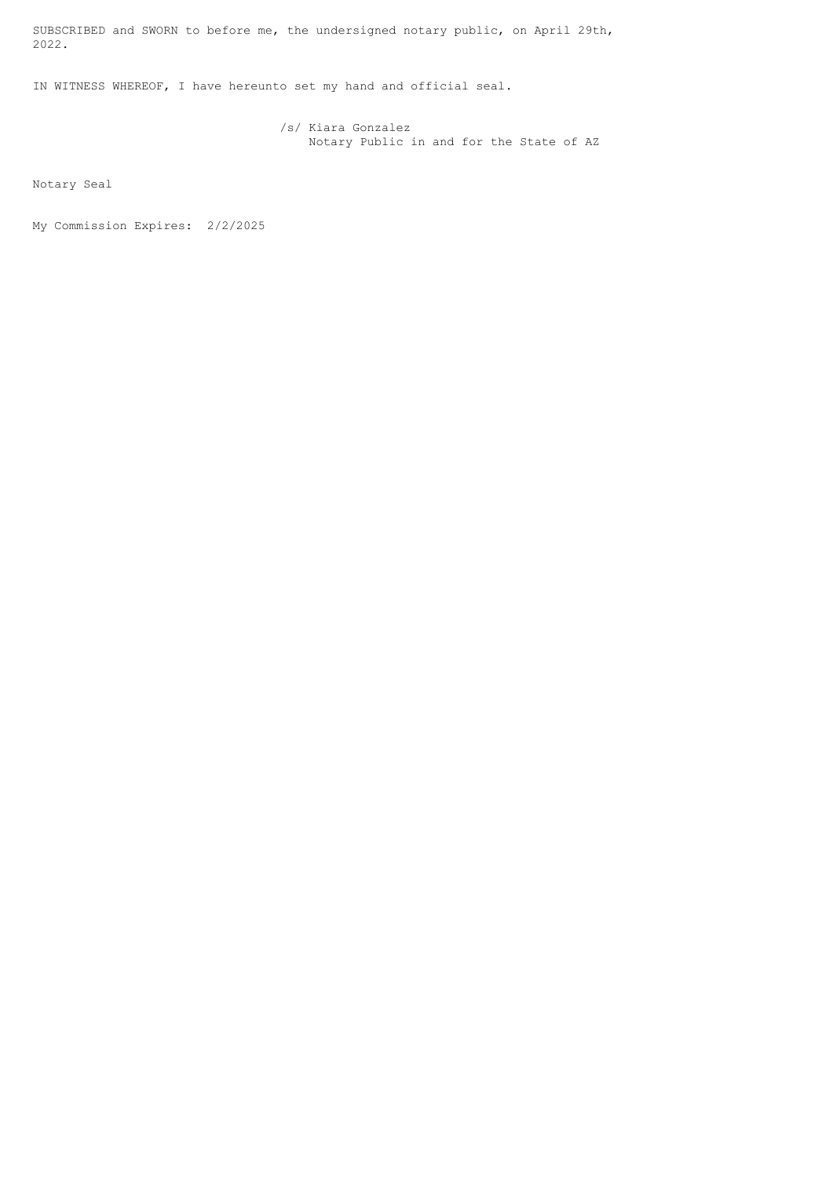SUBSCRIBED and SWORN to before me, the undersigned notary public, on April 29th, 2022.

IN WITNESS WHEREOF, I have hereunto set my hand and official seal.

/s/ Kiara Gonzalez
Notary Public in and for the State of AZ

Notary Seal

My Commission Expires: 2/2/2025